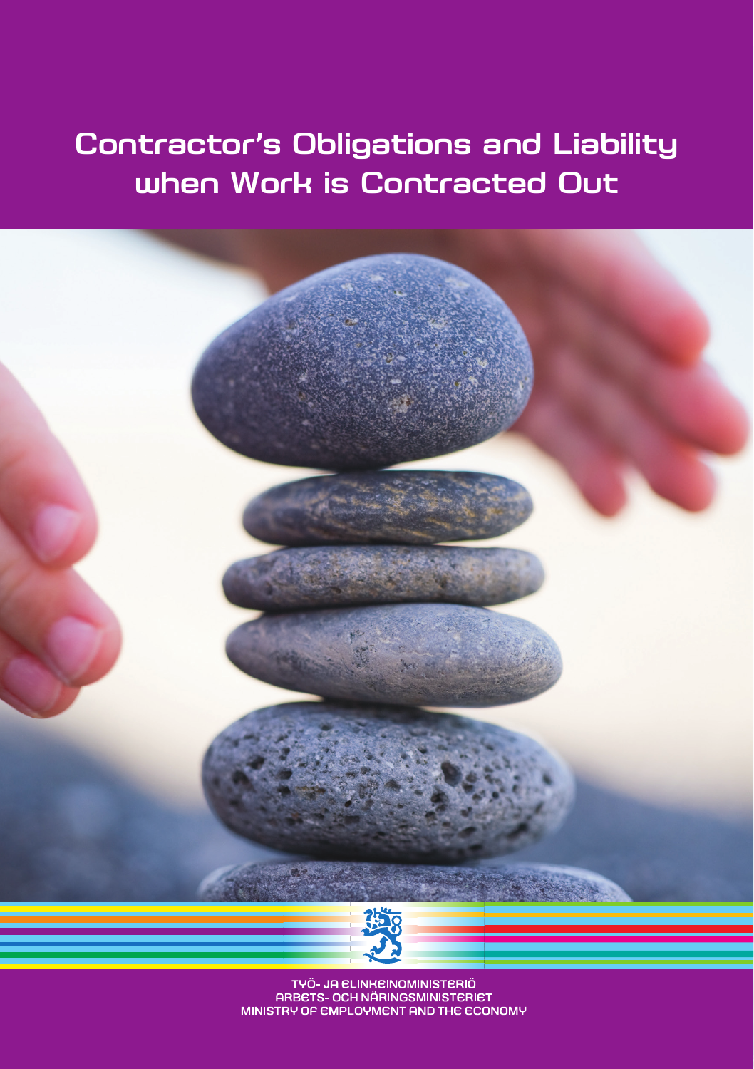# Contractor's Obligations and Liability when Work is Contracted Out

TYÖ- JA ELINKEINOMINISTERIÖ
ARBETS- OCH NÄRINGSMINISTERIET
MINISTRY OF EMPLOYMENT AND THE ECONOMY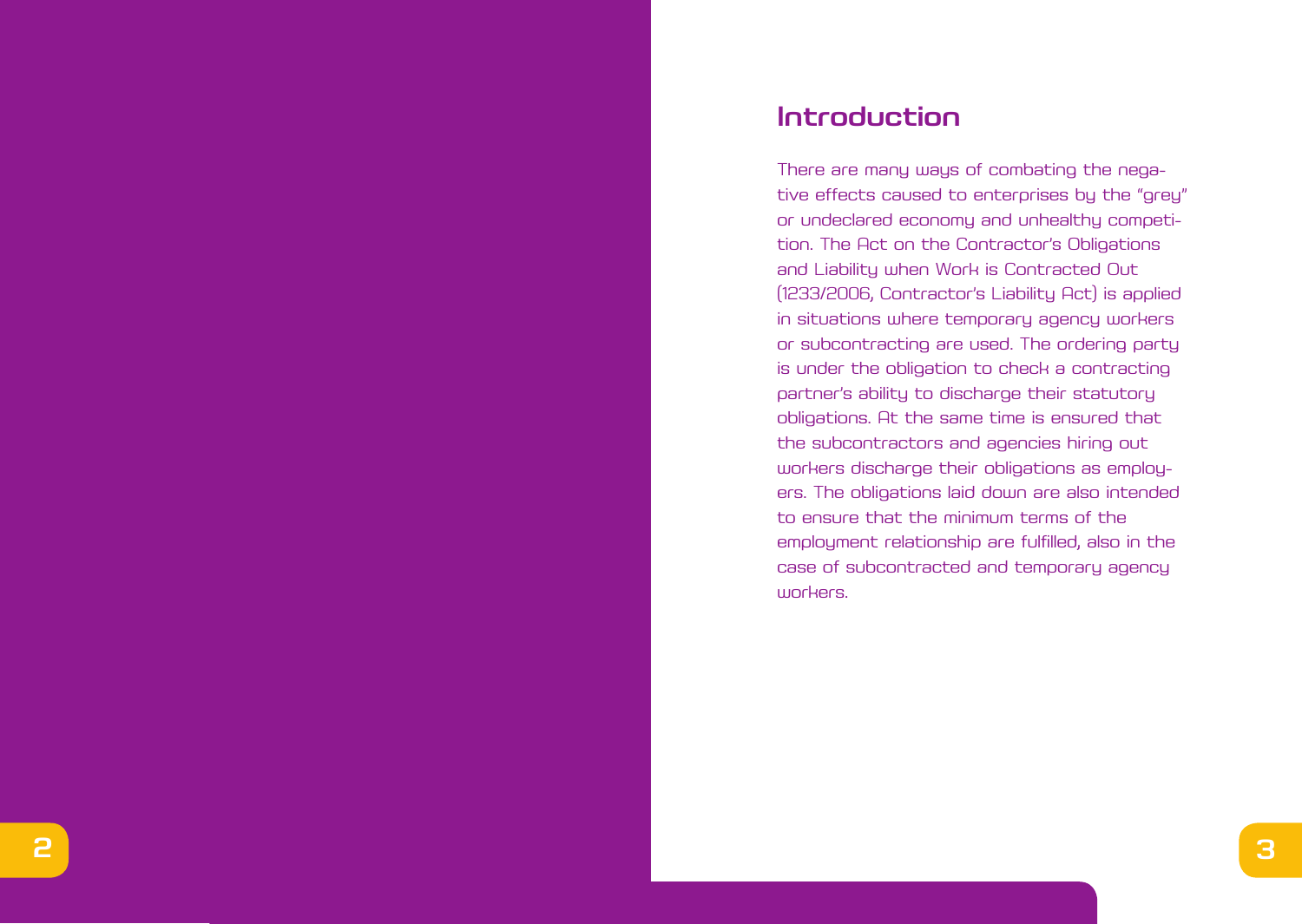# Introduction

There are many ways of combating the negative effects caused to enterprises by the "grey" or undeclared economy and unhealthy competition. The Act on the Contractor's Obligations and Liability when Work is Contracted Out (1233/2006, Contractor's Liability Act) is applied in situations where temporary agency workers or subcontracting are used. The ordering party is under the obligation to check a contracting partner's ability to discharge their statutory obligations. At the same time is ensured that the subcontractors and agencies hiring out workers discharge their obligations as employers. The obligations laid down are also intended to ensure that the minimum terms of the employment relationship are fulfilled, also in the case of subcontracted and temporary agency workers.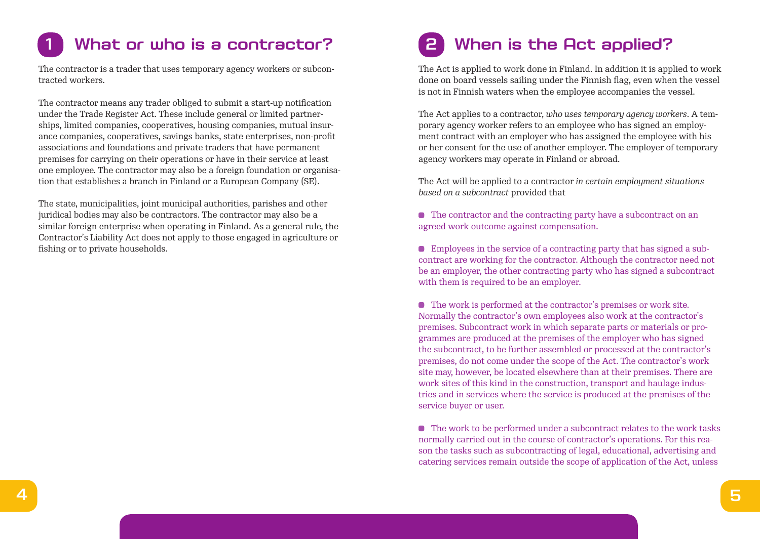# 1 What or who is a contractor?

The contractor is a trader that uses temporary agency workers or subcontracted workers.

The contractor means any trader obliged to submit a start-up notification under the Trade Register Act. These include general or limited partnerships, limited companies, cooperatives, housing companies, mutual insurance companies, cooperatives, savings banks, state enterprises, non-profit associations and foundations and private traders that have permanent premises for carrying on their operations or have in their service at least one employee. The contractor may also be a foreign foundation or organisation that establishes a branch in Finland or a European Company (SE).

The state, municipalities, joint municipal authorities, parishes and other juridical bodies may also be contractors. The contractor may also be a similar foreign enterprise when operating in Finland. As a general rule, the Contractor's Liability Act does not apply to those engaged in agriculture or fishing or to private households.

# 2 When is the Act applied?

The Act is applied to work done in Finland. In addition it is applied to work done on board vessels sailing under the Finnish flag, even when the vessel is not in Finnish waters when the employee accompanies the vessel.

The Act applies to a contractor, *who uses temporary agency workers*. A temporary agency worker refers to an employee who has signed an employment contract with an employer who has assigned the employee with his or her consent for the use of another employer. The employer of temporary agency workers may operate in Finland or abroad.

The Act will be applied to a contractor *in certain employment situations based on a subcontract* provided that

- The contractor and the contracting party have a subcontract on an agreed work outcome against compensation.

- Employees in the service of a contracting party that has signed a subcontract are working for the contractor. Although the contractor need not be an employer, the other contracting party who has signed a subcontract with them is required to be an employer.

- The work is performed at the contractor's premises or work site. Normally the contractor's own employees also work at the contractor's premises. Subcontract work in which separate parts or materials or programmes are produced at the premises of the employer who has signed the subcontract, to be further assembled or processed at the contractor's premises, do not come under the scope of the Act. The contractor's work site may, however, be located elsewhere than at their premises. There are work sites of this kind in the construction, transport and haulage industries and in services where the service is produced at the premises of the service buyer or user.

- The work to be performed under a subcontract relates to the work tasks normally carried out in the course of contractor's operations. For this reason the tasks such as subcontracting of legal, educational, advertising and catering services remain outside the scope of application of the Act, unless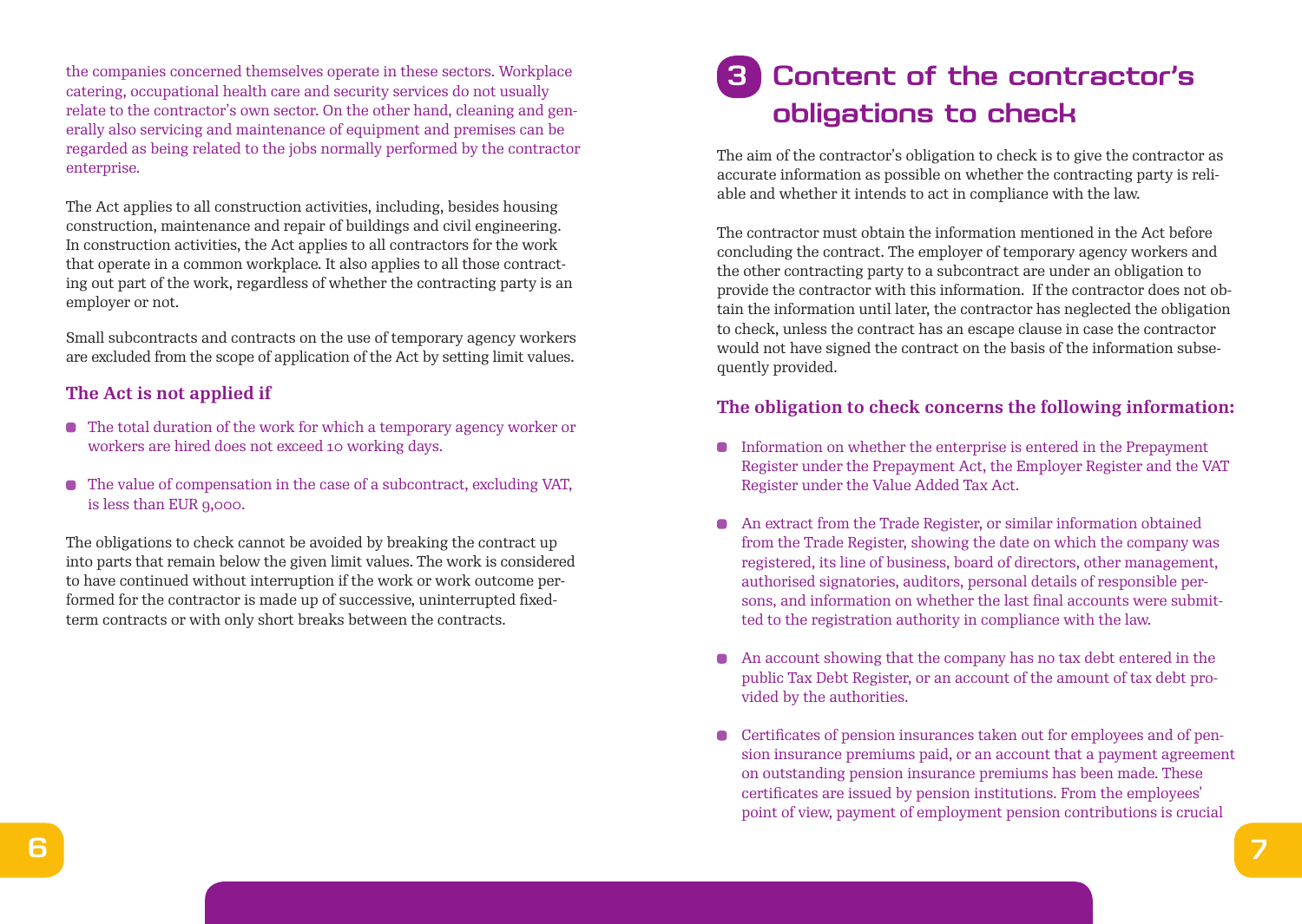the companies concerned themselves operate in these sectors. Workplace catering, occupational health care and security services do not usually relate to the contractor's own sector. On the other hand, cleaning and generally also servicing and maintenance of equipment and premises can be regarded as being related to the jobs normally performed by the contractor enterprise.

The Act applies to all construction activities, including, besides housing construction, maintenance and repair of buildings and civil engineering. In construction activities, the Act applies to all contractors for the work that operate in a common workplace. It also applies to all those contracting out part of the work, regardless of whether the contracting party is an employer or not.

Small subcontracts and contracts on the use of temporary agency workers are excluded from the scope of application of the Act by setting limit values.

### The Act is not applied if

- The total duration of the work for which a temporary agency worker or workers are hired does not exceed 10 working days.
- The value of compensation in the case of a subcontract, excluding VAT, is less than EUR 9,000.

The obligations to check cannot be avoided by breaking the contract up into parts that remain below the given limit values. The work is considered to have continued without interruption if the work or work outcome performed for the contractor is made up of successive, uninterrupted fixed-term contracts or with only short breaks between the contracts.

## 3 Content of the contractor's obligations to check

The aim of the contractor's obligation to check is to give the contractor as accurate information as possible on whether the contracting party is reliable and whether it intends to act in compliance with the law.

The contractor must obtain the information mentioned in the Act before concluding the contract. The employer of temporary agency workers and the other contracting party to a subcontract are under an obligation to provide the contractor with this information. If the contractor does not obtain the information until later, the contractor has neglected the obligation to check, unless the contract has an escape clause in case the contractor would not have signed the contract on the basis of the information subsequently provided.

### The obligation to check concerns the following information:

- Information on whether the enterprise is entered in the Prepayment Register under the Prepayment Act, the Employer Register and the VAT Register under the Value Added Tax Act.
- An extract from the Trade Register, or similar information obtained from the Trade Register, showing the date on which the company was registered, its line of business, board of directors, other management, authorised signatories, auditors, personal details of responsible persons, and information on whether the last final accounts were submitted to the registration authority in compliance with the law.
- An account showing that the company has no tax debt entered in the public Tax Debt Register, or an account of the amount of tax debt provided by the authorities.
- Certificates of pension insurances taken out for employees and of pension insurance premiums paid, or an account that a payment agreement on outstanding pension insurance premiums has been made. These certificates are issued by pension institutions. From the employees' point of view, payment of employment pension contributions is crucial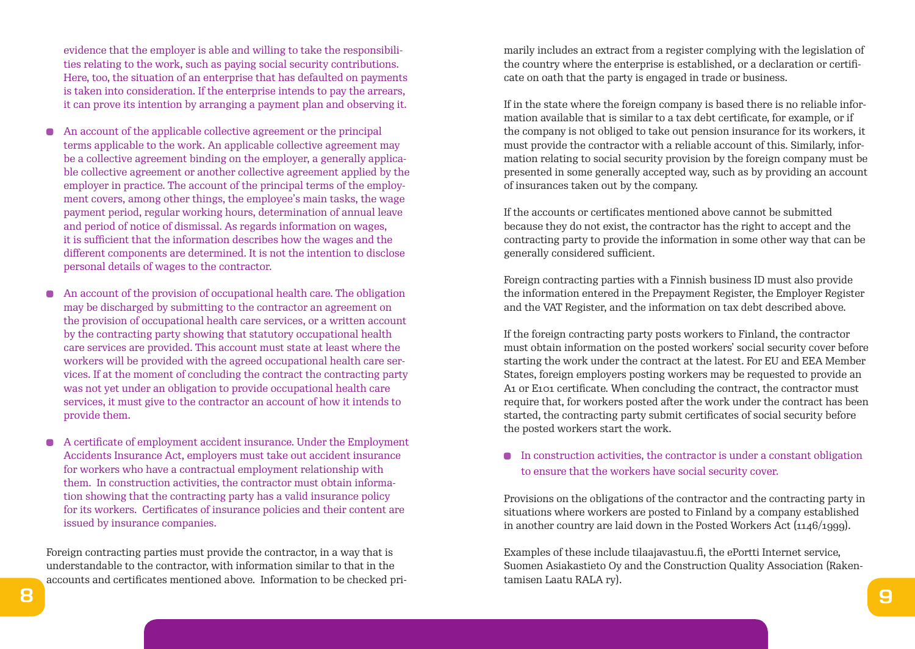evidence that the employer is able and willing to take the responsibilities relating to the work, such as paying social security contributions. Here, too, the situation of an enterprise that has defaulted on payments is taken into consideration. If the enterprise intends to pay the arrears, it can prove its intention by arranging a payment plan and observing it.

- An account of the applicable collective agreement or the principal terms applicable to the work. An applicable collective agreement may be a collective agreement binding on the employer, a generally applicable collective agreement or another collective agreement applied by the employer in practice. The account of the principal terms of the employment covers, among other things, the employee's main tasks, the wage payment period, regular working hours, determination of annual leave and period of notice of dismissal. As regards information on wages, it is sufficient that the information describes how the wages and the different components are determined. It is not the intention to disclose personal details of wages to the contractor.
- An account of the provision of occupational health care. The obligation may be discharged by submitting to the contractor an agreement on the provision of occupational health care services, or a written account by the contracting party showing that statutory occupational health care services are provided. This account must state at least where the workers will be provided with the agreed occupational health care services. If at the moment of concluding the contract the contracting party was not yet under an obligation to provide occupational health care services, it must give to the contractor an account of how it intends to provide them.
- A certificate of employment accident insurance. Under the Employment Accidents Insurance Act, employers must take out accident insurance for workers who have a contractual employment relationship with them. In construction activities, the contractor must obtain information showing that the contracting party has a valid insurance policy for its workers. Certificates of insurance policies and their content are issued by insurance companies.

Foreign contracting parties must provide the contractor, in a way that is understandable to the contractor, with information similar to that in the accounts and certificates mentioned above. Information to be checked primarily includes an extract from a register complying with the legislation of the country where the enterprise is established, or a declaration or certificate on oath that the party is engaged in trade or business.

If in the state where the foreign company is based there is no reliable information available that is similar to a tax debt certificate, for example, or if the company is not obliged to take out pension insurance for its workers, it must provide the contractor with a reliable account of this. Similarly, information relating to social security provision by the foreign company must be presented in some generally accepted way, such as by providing an account of insurances taken out by the company.

If the accounts or certificates mentioned above cannot be submitted because they do not exist, the contractor has the right to accept and the contracting party to provide the information in some other way that can be generally considered sufficient.

Foreign contracting parties with a Finnish business ID must also provide the information entered in the Prepayment Register, the Employer Register and the VAT Register, and the information on tax debt described above.

If the foreign contracting party posts workers to Finland, the contractor must obtain information on the posted workers' social security cover before starting the work under the contract at the latest. For EU and EEA Member States, foreign employers posting workers may be requested to provide an A1 or E101 certificate. When concluding the contract, the contractor must require that, for workers posted after the work under the contract has been started, the contracting party submit certificates of social security before the posted workers start the work.

- In construction activities, the contractor is under a constant obligation to ensure that the workers have social security cover.

Provisions on the obligations of the contractor and the contracting party in situations where workers are posted to Finland by a company established in another country are laid down in the Posted Workers Act (1146/1999).

Examples of these include tilaajavastuu.fi, the ePortti Internet service, Suomen Asiakastieto Oy and the Construction Quality Association (Rakentamisen Laatu RALA ry).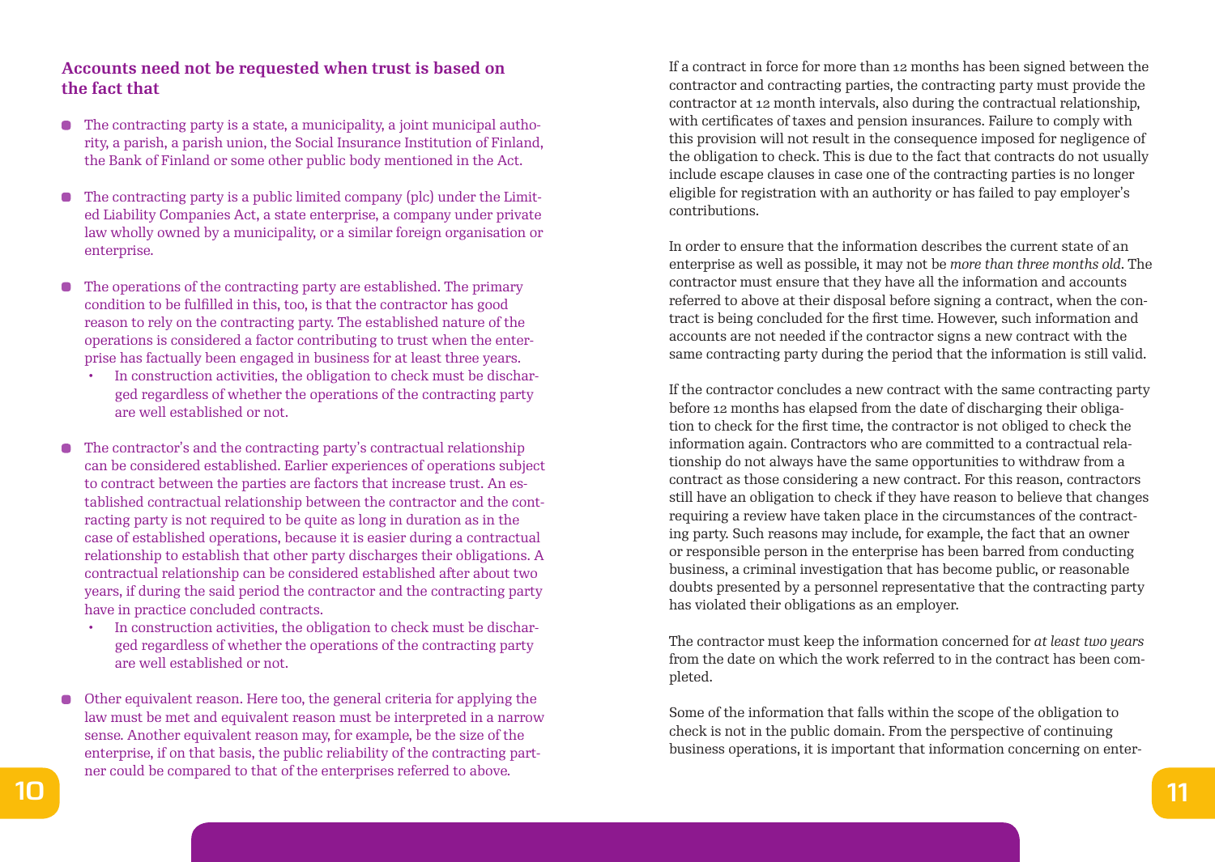### Accounts need not be requested when trust is based on the fact that

- The contracting party is a state, a municipality, a joint municipal authority, a parish, a parish union, the Social Insurance Institution of Finland, the Bank of Finland or some other public body mentioned in the Act.
- The contracting party is a public limited company (plc) under the Limited Liability Companies Act, a state enterprise, a company under private law wholly owned by a municipality, or a similar foreign organisation or enterprise.
- The operations of the contracting party are established. The primary condition to be fulfilled in this, too, is that the contractor has good reason to rely on the contracting party. The established nature of the operations is considered a factor contributing to trust when the enterprise has factually been engaged in business for at least three years.
  - In construction activities, the obligation to check must be discharged regardless of whether the operations of the contracting party are well established or not.
- The contractor's and the contracting party's contractual relationship can be considered established. Earlier experiences of operations subject to contract between the parties are factors that increase trust. An established contractual relationship between the contractor and the contracting party is not required to be quite as long in duration as in the case of established operations, because it is easier during a contractual relationship to establish that other party discharges their obligations. A contractual relationship can be considered established after about two years, if during the said period the contractor and the contracting party have in practice concluded contracts.
  - In construction activities, the obligation to check must be discharged regardless of whether the operations of the contracting party are well established or not.
- Other equivalent reason. Here too, the general criteria for applying the law must be met and equivalent reason must be interpreted in a narrow sense. Another equivalent reason may, for example, be the size of the enterprise, if on that basis, the public reliability of the contracting partner could be compared to that of the enterprises referred to above.

If a contract in force for more than 12 months has been signed between the contractor and contracting parties, the contracting party must provide the contractor at 12 month intervals, also during the contractual relationship, with certificates of taxes and pension insurances. Failure to comply with this provision will not result in the consequence imposed for negligence of the obligation to check. This is due to the fact that contracts do not usually include escape clauses in case one of the contracting parties is no longer eligible for registration with an authority or has failed to pay employer's contributions.

In order to ensure that the information describes the current state of an enterprise as well as possible, it may not be *more than three months old*. The contractor must ensure that they have all the information and accounts referred to above at their disposal before signing a contract, when the contract is being concluded for the first time. However, such information and accounts are not needed if the contractor signs a new contract with the same contracting party during the period that the information is still valid.

If the contractor concludes a new contract with the same contracting party before 12 months has elapsed from the date of discharging their obligation to check for the first time, the contractor is not obliged to check the information again. Contractors who are committed to a contractual relationship do not always have the same opportunities to withdraw from a contract as those considering a new contract. For this reason, contractors still have an obligation to check if they have reason to believe that changes requiring a review have taken place in the circumstances of the contracting party. Such reasons may include, for example, the fact that an owner or responsible person in the enterprise has been barred from conducting business, a criminal investigation that has become public, or reasonable doubts presented by a personnel representative that the contracting party has violated their obligations as an employer.

The contractor must keep the information concerned for *at least two years* from the date on which the work referred to in the contract has been completed.

Some of the information that falls within the scope of the obligation to check is not in the public domain. From the perspective of continuing business operations, it is important that information concerning on enter-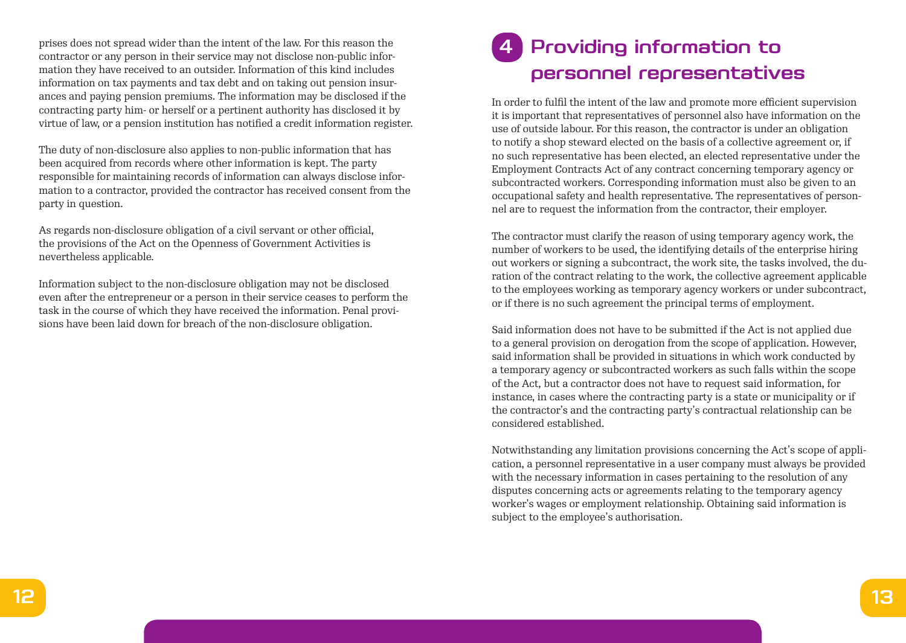prises does not spread wider than the intent of the law. For this reason the contractor or any person in their service may not disclose non-public information they have received to an outsider. Information of this kind includes information on tax payments and tax debt and on taking out pension insurances and paying pension premiums. The information may be disclosed if the contracting party him- or herself or a pertinent authority has disclosed it by virtue of law, or a pension institution has notified a credit information register.

The duty of non-disclosure also applies to non-public information that has been acquired from records where other information is kept. The party responsible for maintaining records of information can always disclose information to a contractor, provided the contractor has received consent from the party in question.

As regards non-disclosure obligation of a civil servant or other official, the provisions of the Act on the Openness of Government Activities is nevertheless applicable.

Information subject to the non-disclosure obligation may not be disclosed even after the entrepreneur or a person in their service ceases to perform the task in the course of which they have received the information. Penal provisions have been laid down for breach of the non-disclosure obligation.

## 4 Providing information to personnel representatives

In order to fulfil the intent of the law and promote more efficient supervision it is important that representatives of personnel also have information on the use of outside labour. For this reason, the contractor is under an obligation to notify a shop steward elected on the basis of a collective agreement or, if no such representative has been elected, an elected representative under the Employment Contracts Act of any contract concerning temporary agency or subcontracted workers. Corresponding information must also be given to an occupational safety and health representative. The representatives of personnel are to request the information from the contractor, their employer.

The contractor must clarify the reason of using temporary agency work, the number of workers to be used, the identifying details of the enterprise hiring out workers or signing a subcontract, the work site, the tasks involved, the duration of the contract relating to the work, the collective agreement applicable to the employees working as temporary agency workers or under subcontract, or if there is no such agreement the principal terms of employment.

Said information does not have to be submitted if the Act is not applied due to a general provision on derogation from the scope of application. However, said information shall be provided in situations in which work conducted by a temporary agency or subcontracted workers as such falls within the scope of the Act, but a contractor does not have to request said information, for instance, in cases where the contracting party is a state or municipality or if the contractor's and the contracting party's contractual relationship can be considered established.

Notwithstanding any limitation provisions concerning the Act's scope of application, a personnel representative in a user company must always be provided with the necessary information in cases pertaining to the resolution of any disputes concerning acts or agreements relating to the temporary agency worker's wages or employment relationship. Obtaining said information is subject to the employee's authorisation.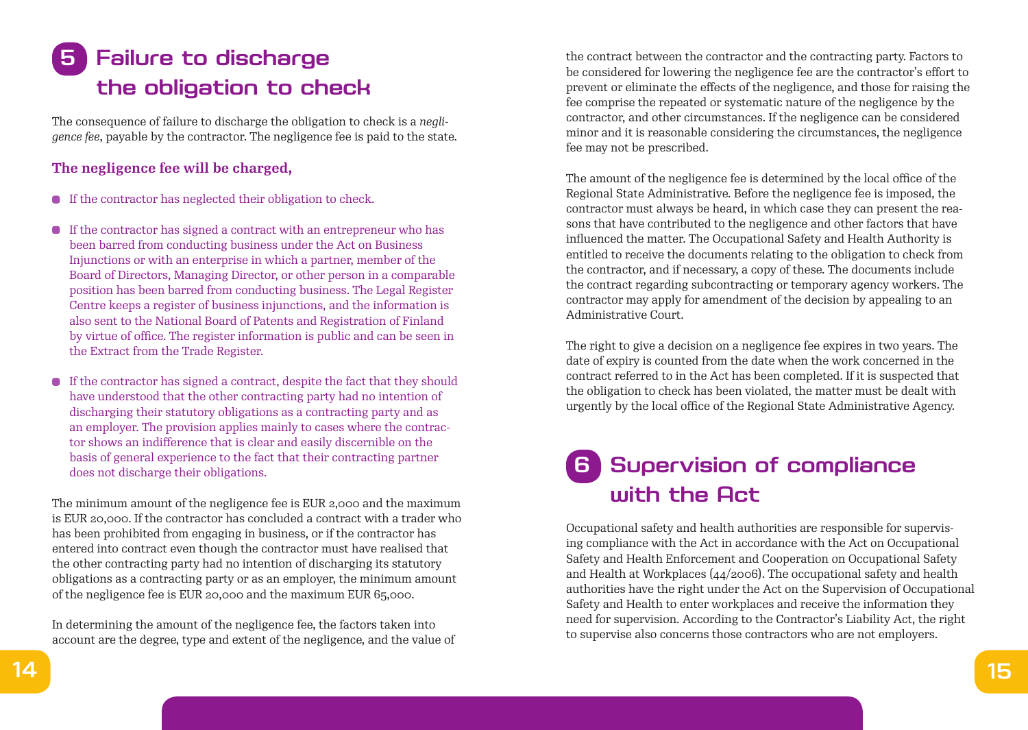## 5 Failure to discharge the obligation to check

The consequence of failure to discharge the obligation to check is a *negligence fee*, payable by the contractor. The negligence fee is paid to the state.

**The negligence fee will be charged,**

- If the contractor has neglected their obligation to check.
- If the contractor has signed a contract with an entrepreneur who has been barred from conducting business under the Act on Business Injunctions or with an enterprise in which a partner, member of the Board of Directors, Managing Director, or other person in a comparable position has been barred from conducting business. The Legal Register Centre keeps a register of business injunctions, and the information is also sent to the National Board of Patents and Registration of Finland by virtue of office. The register information is public and can be seen in the Extract from the Trade Register.
- If the contractor has signed a contract, despite the fact that they should have understood that the other contracting party had no intention of discharging their statutory obligations as a contracting party and as an employer. The provision applies mainly to cases where the contractor shows an indifference that is clear and easily discernible on the basis of general experience to the fact that their contracting partner does not discharge their obligations.

The minimum amount of the negligence fee is EUR 2,000 and the maximum is EUR 20,000. If the contractor has concluded a contract with a trader who has been prohibited from engaging in business, or if the contractor has entered into contract even though the contractor must have realised that the other contracting party had no intention of discharging its statutory obligations as a contracting party or as an employer, the minimum amount of the negligence fee is EUR 20,000 and the maximum EUR 65,000.

In determining the amount of the negligence fee, the factors taken into account are the degree, type and extent of the negligence, and the value of the contract between the contractor and the contracting party. Factors to be considered for lowering the negligence fee are the contractor's effort to prevent or eliminate the effects of the negligence, and those for raising the fee comprise the repeated or systematic nature of the negligence by the contractor, and other circumstances. If the negligence can be considered minor and it is reasonable considering the circumstances, the negligence fee may not be prescribed.

The amount of the negligence fee is determined by the local office of the Regional State Administrative. Before the negligence fee is imposed, the contractor must always be heard, in which case they can present the reasons that have contributed to the negligence and other factors that have influenced the matter. The Occupational Safety and Health Authority is entitled to receive the documents relating to the obligation to check from the contractor, and if necessary, a copy of these. The documents include the contract regarding subcontracting or temporary agency workers. The contractor may apply for amendment of the decision by appealing to an Administrative Court.

The right to give a decision on a negligence fee expires in two years. The date of expiry is counted from the date when the work concerned in the contract referred to in the Act has been completed. If it is suspected that the obligation to check has been violated, the matter must be dealt with urgently by the local office of the Regional State Administrative Agency.

## 6 Supervision of compliance with the Act

Occupational safety and health authorities are responsible for supervising compliance with the Act in accordance with the Act on Occupational Safety and Health Enforcement and Cooperation on Occupational Safety and Health at Workplaces (44/2006). The occupational safety and health authorities have the right under the Act on the Supervision of Occupational Safety and Health to enter workplaces and receive the information they need for supervision. According to the Contractor's Liability Act, the right to supervise also concerns those contractors who are not employers.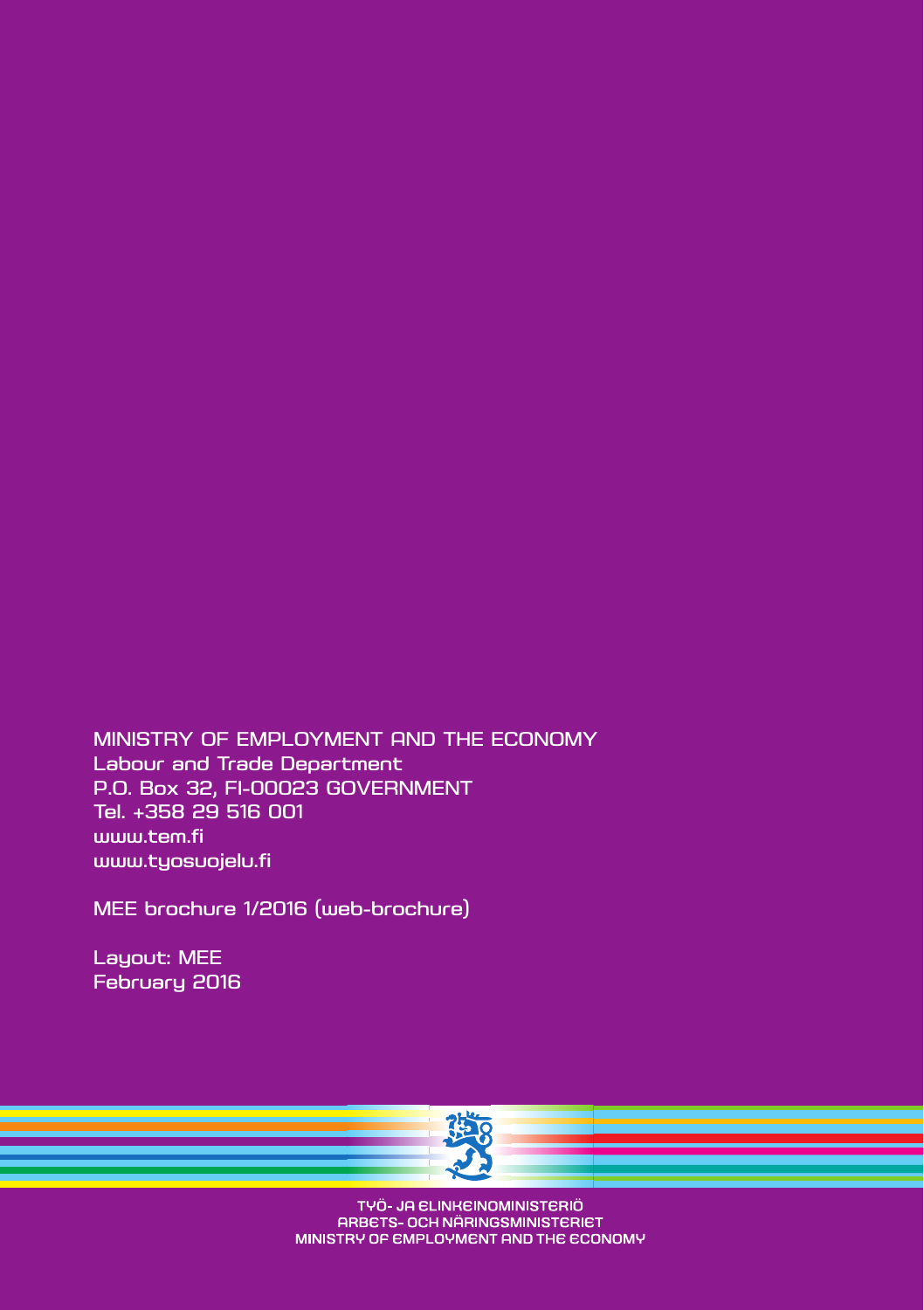MINISTRY OF EMPLOYMENT AND THE ECONOMY
Labour and Trade Department
P.O. Box 32, FI-00023 GOVERNMENT
Tel. +358 29 516 001
www.tem.fi
www.tyosuojelu.fi

MEE brochure 1/2016 (web-brochure)

Layout: MEE
February 2016

TYÖ- JA ELINKEINOMINISTERIÖ
ARBETS- OCH NÄRINGSMINISTERIET
MINISTRY OF EMPLOYMENT AND THE ECONOMY